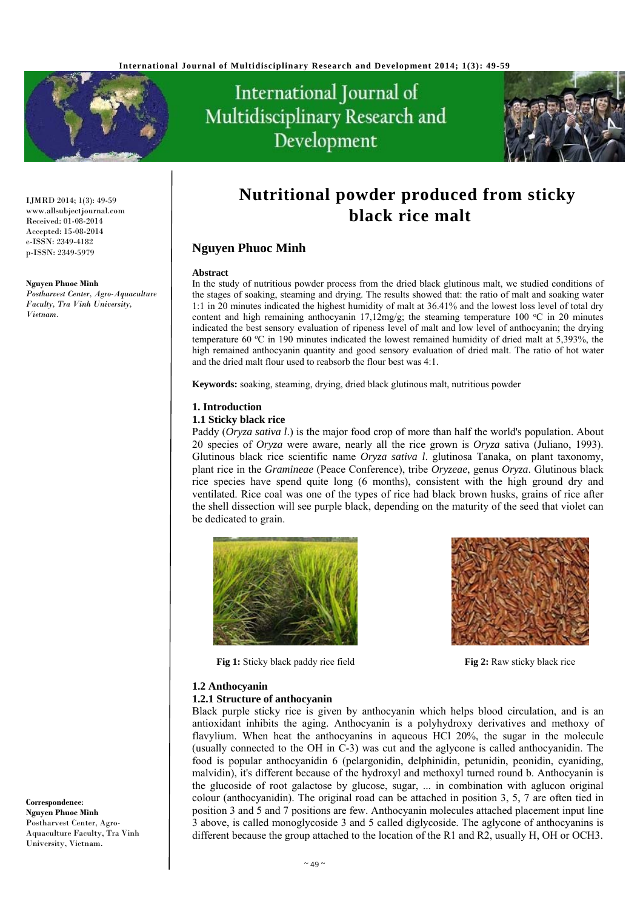# Nutritional powder produced from sticky black rice malt

## Nguyen Phuoc Minh

IJMRD 2014; 1(3): 49-59
www.allsubjectjournal.com
Received: 01-08-2014
Accepted: 15-08-2014
e-ISSN: 2349-4182
p-ISSN: 2349-5979

**Nguyen Phuoc Minh**
*Postharvest Center, Agro-Aquaculture Faculty, Tra Vinh University, Vietnam.*

**Correspondence:**
**Nguyen Phuoc Minh**
Postharvest Center, Agro-Aquaculture Faculty, Tra Vinh University, Vietnam.

**Abstract**

In the study of nutritious powder process from the dried black glutinous malt, we studied conditions of the stages of soaking, steaming and drying. The results showed that: the ratio of malt and soaking water 1:1 in 20 minutes indicated the highest humidity of malt at 36.41% and the lowest loss level of total dry content and high remaining anthocyanin 17,12mg/g; the steaming temperature 100 °C in 20 minutes indicated the best sensory evaluation of ripeness level of malt and low level of anthocyanin; the drying temperature 60 °C in 190 minutes indicated the lowest remained humidity of dried malt at 5,393%, the high remained anthocyanin quantity and good sensory evaluation of dried malt. The ratio of hot water and the dried malt flour used to reabsorb the flour best was 4:1.

**Keywords:** soaking, steaming, drying, dried black glutinous malt, nutritious powder

## 1. Introduction

### 1.1 Sticky black rice

Paddy (*Oryza sativa l.*) is the major food crop of more than half the world's population. About 20 species of *Oryza* were aware, nearly all the rice grown is *Oryza* sativa (Juliano, 1993). Glutinous black rice scientific name *Oryza sativa l.* glutinosa Tanaka, on plant taxonomy, plant rice in the *Gramineae* (Peace Conference), tribe *Oryzeae*, genus *Oryza*. Glutinous black rice species have spend quite long (6 months), consistent with the high ground dry and ventilated. Rice coal was one of the types of rice had black brown husks, grains of rice after the shell dissection will see purple black, depending on the maturity of the seed that violet can be dedicated to grain.

**Fig 1:** Sticky black paddy rice field

**Fig 2:** Raw sticky black rice

### 1.2 Anthocyanin

#### 1.2.1 Structure of anthocyanin

Black purple sticky rice is given by anthocyanin which helps blood circulation, and is an antioxidant inhibits the aging. Anthocyanin is a polyhydroxy derivatives and methoxy of flavylium. When heat the anthocyanins in aqueous HCl 20%, the sugar in the molecule (usually connected to the OH in C-3) was cut and the aglycone is called anthocyanidin. The food is popular anthocyanidin 6 (pelargonidin, delphinidin, petunidin, peonidin, cyaniding, malvidin), it's different because of the hydroxyl and methoxyl turned round b. Anthocyanin is the glucoside of root galactose by glucose, sugar, ... in combination with aglucon original colour (anthocyanidin). The original road can be attached in position 3, 5, 7 are often tied in position 3 and 5 and 7 positions are few. Anthocyanin molecules attached placement input line 3 above, is called monoglycoside 3 and 5 called diglycoside. The aglycone of anthocyanins is different because the group attached to the location of the R1 and R2, usually H, OH or $OCH_3$.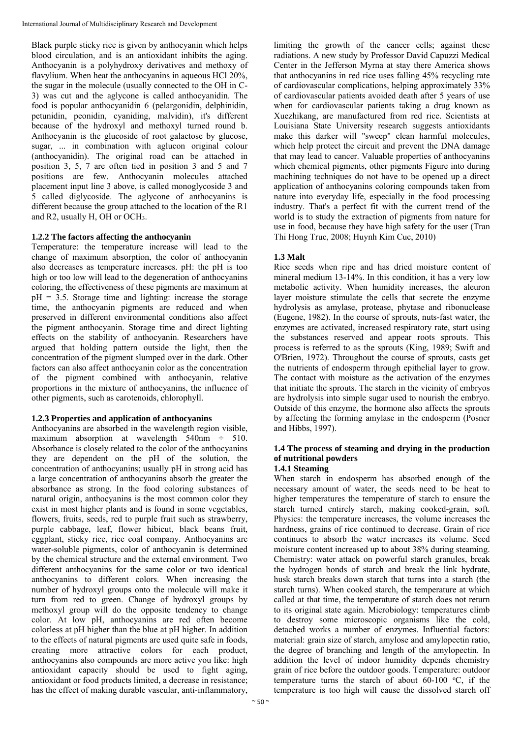Black purple sticky rice is given by anthocyanin which helps blood circulation, and is an antioxidant inhibits the aging. Anthocyanin is a polyhydroxy derivatives and methoxy of flavylium. When heat the anthocyanins in aqueous HCl 20%, the sugar in the molecule (usually connected to the OH in C-3) was cut and the aglycone is called anthocyanidin. The food is popular anthocyanidin 6 (pelargonidin, delphinidin, petunidin, peonidin, cyaniding, malvidin), it's different because of the hydroxyl and methoxyl turned round b. Anthocyanin is the glucoside of root galactose by glucose, sugar, ... in combination with aglucon original colour (anthocyanidin). The original road can be attached in position 3, 5, 7 are often tied in position 3 and 5 and 7 positions are few. Anthocyanin molecules attached placement input line 3 above, is called monoglycoside 3 and 5 called diglycoside. The aglycone of anthocyanins is different because the group attached to the location of the R1 and R2, usually H, OH or $OCH_3$.

### 1.2.2 The factors affecting the anthocyanin

Temperature: the temperature increase will lead to the change of maximum absorption, the color of anthocyanin also decreases as temperature increases. pH: the pH is too high or too low will lead to the degeneration of anthocyanins coloring, the effectiveness of these pigments are maximum at pH = 3.5. Storage time and lighting: increase the storage time, the anthocyanin pigments are reduced and when preserved in different environmental conditions also affect the pigment anthocyanin. Storage time and direct lighting effects on the stability of anthocyanin. Researchers have argued that holding pattern outside the light, then the concentration of the pigment slumped over in the dark. Other factors can also affect anthocyanin color as the concentration of the pigment combined with anthocyanin, relative proportions in the mixture of anthocyanins, the influence of other pigments, such as carotenoids, chlorophyll.

### 1.2.3 Properties and application of anthocyanins

Anthocyanins are absorbed in the wavelength region visible, maximum absorption at wavelength 540nm ÷ 510. Absorbance is closely related to the color of the anthocyanins they are dependent on the pH of the solution, the concentration of anthocyanins; usually pH in strong acid has a large concentration of anthocyanins absorb the greater the absorbance as strong. In the food coloring substances of natural origin, anthocyanins is the most common color they exist in most higher plants and is found in some vegetables, flowers, fruits, seeds, red to purple fruit such as strawberry, purple cabbage, leaf, flower hibicut, black beans fruit, eggplant, sticky rice, rice coal company. Anthocyanins are water-soluble pigments, color of anthocyanin is determined by the chemical structure and the external environment. Two different anthocyanins for the same color or two identical anthocyanins to different colors. When increasing the number of hydroxyl groups onto the molecule will make it turn from red to green. Change of hydroxyl groups by methoxyl group will do the opposite tendency to change color. At low pH, anthocyanins are red often become colorless at pH higher than the blue at pH higher. In addition to the effects of natural pigments are used quite safe in foods, creating more attractive colors for each product, anthocyanins also compounds are more active you like: high antioxidant capacity should be used to fight aging, antioxidant or food products limited, a decrease in resistance; has the effect of making durable vascular, anti-inflammatory, limiting the growth of the cancer cells; against these radiations. A new study by Professor David Capuzzi Medical Center in the Jefferson Myrna at stay there America shows that anthocyanins in red rice uses falling 45% recycling rate of cardiovascular complications, helping approximately 33% of cardiovascular patients avoided death after 5 years of use when for cardiovascular patients taking a drug known as Xuezhikang, are manufactured from red rice. Scientists at Louisiana State University research suggests antioxidants make this darker will "sweep" clean harmful molecules, which help protect the circuit and prevent the DNA damage that may lead to cancer. Valuable properties of anthocyanins which chemical pigments, other pigments Figure into during machining techniques do not have to be opened up a direct application of anthocyanins coloring compounds taken from nature into everyday life, especially in the food processing industry. That's a perfect fit with the current trend of the world is to study the extraction of pigments from nature for use in food, because they have high safety for the user (Tran Thi Hong Truc, 2008; Huynh Kim Cuc, 2010)

## 1.3 Malt

Rice seeds when ripe and has dried moisture content of mineral medium 13-14%. In this condition, it has a very low metabolic activity. When humidity increases, the aleuron layer moisture stimulate the cells that secrete the enzyme hydrolysis as amylase, protease, phytase and ribonuclease (Eugene, 1982). In the course of sprouts, nuts-fast water, the enzymes are activated, increased respiratory rate, start using the substances reserved and appear roots sprouts. This process is referred to as the sprouts (King, 1989; Swift and O'Brien, 1972). Throughout the course of sprouts, casts get the nutrients of endosperm through epithelial layer to grow. The contact with moisture as the activation of the enzymes that initiate the sprouts. The starch in the vicinity of embryos are hydrolysis into simple sugar used to nourish the embryo. Outside of this enzyme, the hormone also affects the sprouts by affecting the forming amylase in the endosperm (Posner and Hibbs, 1997).

## 1.4 The process of steaming and drying in the production of nutritional powders

### 1.4.1 Steaming

When starch in endosperm has absorbed enough of the necessary amount of water, the seeds need to be heat to higher temperatures the temperature of starch to ensure the starch turned entirely starch, making cooked-grain, soft. Physics: the temperature increases, the volume increases the hardness, grains of rice continued to decrease. Grain of rice continues to absorb the water increases its volume. Seed moisture content increased up to about 38% during steaming. Chemistry: water attack on powerful starch granules, break the hydrogen bonds of starch and break the link hydrate, husk starch breaks down starch that turns into a starch (the starch turns). When cooked starch, the temperature at which called at that time, the temperature of starch does not return to its original state again. Microbiology: temperatures climb to destroy some microscopic organisms like the cold, detached works a number of enzymes. Influential factors: material: grain size of starch, amylose and amylopectin ratio, the degree of branching and length of the amylopectin. In addition the level of indoor humidity depends chemistry grain of rice before the outdoor goods. Temperature: outdoor temperature turns the starch of about 60-100 $^oC$, if the temperature is too high will cause the dissolved starch off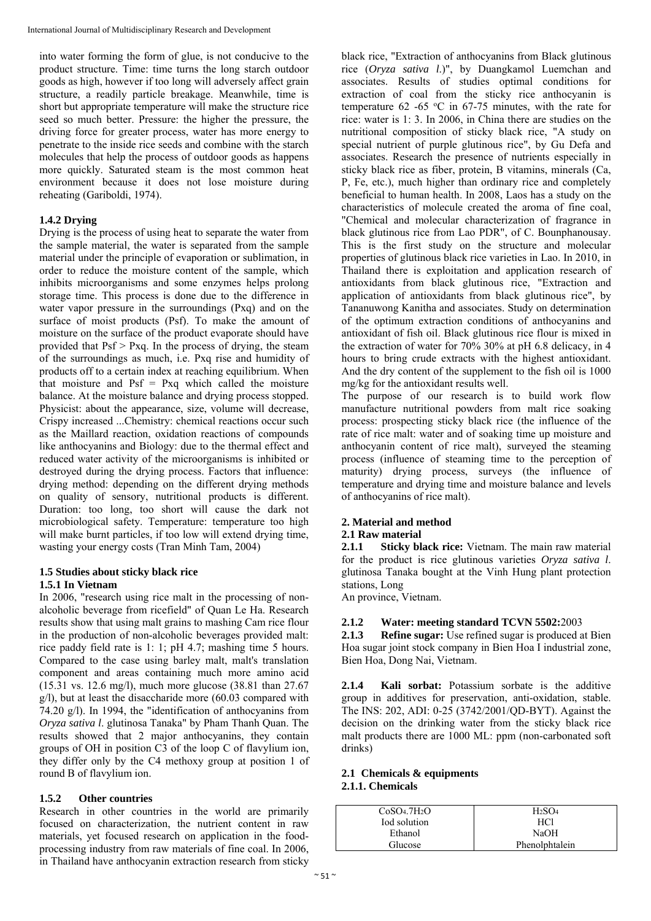into water forming the form of glue, is not conducive to the product structure. Time: time turns the long starch outdoor goods as high, however if too long will adversely affect grain structure, a readily particle breakage. Meanwhile, time is short but appropriate temperature will make the structure rice seed so much better. Pressure: the higher the pressure, the driving force for greater process, water has more energy to penetrate to the inside rice seeds and combine with the starch molecules that help the process of outdoor goods as happens more quickly. Saturated steam is the most common heat environment because it does not lose moisture during reheating (Gariboldi, 1974).

### 1.4.2 Drying

Drying is the process of using heat to separate the water from the sample material, the water is separated from the sample material under the principle of evaporation or sublimation, in order to reduce the moisture content of the sample, which inhibits microorganisms and some enzymes helps prolong storage time. This process is done due to the difference in water vapor pressure in the surroundings (Pxq) and on the surface of moist products (Psf). To make the amount of moisture on the surface of the product evaporate should have provided that Psf > Pxq. In the process of drying, the steam of the surroundings as much, i.e. Pxq rise and humidity of products off to a certain index at reaching equilibrium. When that moisture and Psf = Pxq which called the moisture balance. At the moisture balance and drying process stopped. Physicist: about the appearance, size, volume will decrease, Crispy increased ...Chemistry: chemical reactions occur such as the Maillard reaction, oxidation reactions of compounds like anthocyanins and Biology: due to the thermal effect and reduced water activity of the microorganisms is inhibited or destroyed during the drying process. Factors that influence: drying method: depending on the different drying methods on quality of sensory, nutritional products is different. Duration: too long, too short will cause the dark not microbiological safety. Temperature: temperature too high will make burnt particles, if too low will extend drying time, wasting your energy costs (Tran Minh Tam, 2004)

### 1.5 Studies about sticky black rice

### 1.5.1 In Vietnam

In 2006, "research using rice malt in the processing of non-alcoholic beverage from ricefield" of Quan Le Ha. Research results show that using malt grains to mashing Cam rice flour in the production of non-alcoholic beverages provided malt: rice paddy field rate is 1: 1; pH 4.7; mashing time 5 hours. Compared to the case using barley malt, malt's translation component and areas containing much more amino acid (15.31 vs. 12.6 mg/l), much more glucose (38.81 than 27.67 g/l), but at least the disaccharide more (60.03 compared with 74.20 g/l). In 1994, the "identification of anthocyanins from *Oryza sativa l.* glutinosa Tanaka" by Pham Thanh Quan. The results showed that 2 major anthocyanins, they contain groups of OH in position C3 of the loop C of flavylium ion, they differ only by the C4 methoxy group at position 1 of round B of flavylium ion.

### 1.5.2 Other countries

Research in other countries in the world are primarily focused on characterization, the nutrient content in raw materials, yet focused research on application in the food-processing industry from raw materials of fine coal. In 2006, in Thailand have anthocyanin extraction research from sticky black rice, "Extraction of anthocyanins from Black glutinous rice (*Oryza sativa l.*)", by Duangkamol Luemchan and associates. Results of studies optimal conditions for extraction of coal from the sticky rice anthocyanin is temperature 62 -65 $^{o}$C in 67-75 minutes, with the rate for rice: water is 1: 3. In 2006, in China there are studies on the nutritional composition of sticky black rice, "A study on special nutrient of purple glutinous rice", by Gu Defa and associates. Research the presence of nutrients especially in sticky black rice as fiber, protein, B vitamins, minerals (Ca, P, Fe, etc.), much higher than ordinary rice and completely beneficial to human health. In 2008, Laos has a study on the characteristics of molecule created the aroma of fine coal, "Chemical and molecular characterization of fragrance in black glutinous rice from Lao PDR", of C. Bounphanousay. This is the first study on the structure and molecular properties of glutinous black rice varieties in Lao. In 2010, in Thailand there is exploitation and application research of antioxidants from black glutinous rice, "Extraction and application of antioxidants from black glutinous rice", by Tananuwong Kanitha and associates. Study on determination of the optimum extraction conditions of anthocyanins and antioxidant of fish oil. Black glutinous rice flour is mixed in the extraction of water for 70% 30% at pH 6.8 delicacy, in 4 hours to bring crude extracts with the highest antioxidant. And the dry content of the supplement to the fish oil is 1000 mg/kg for the antioxidant results well.

The purpose of our research is to build work flow manufacture nutritional powders from malt rice soaking process: prospecting sticky black rice (the influence of the rate of rice malt: water and of soaking time up moisture and anthocyanin content of rice malt), surveyed the steaming process (influence of steaming time to the perception of maturity) drying process, surveys (the influence of temperature and drying time and moisture balance and levels of anthocyanins of rice malt).

## 2. Material and method

### 2.1 Raw material

**2.1.1 Sticky black rice:** Vietnam. The main raw material for the product is rice glutinous varieties *Oryza sativa l.* glutinosa Tanaka bought at the Vinh Hung plant protection stations, Long An province, Vietnam.

**2.1.2 Water: meeting standard TCVN 5502:**2003

**2.1.3 Refine sugar:** Use refined sugar is produced at Bien Hoa sugar joint stock company in Bien Hoa I industrial zone, Bien Hoa, Dong Nai, Vietnam.

**2.1.4 Kali sorbat:** Potassium sorbate is the additive group in additives for preservation, anti-oxidation, stable. The INS: 202, ADI: 0-25 (3742/2001/QD-BYT). Against the decision on the drinking water from the sticky black rice malt products there are 1000 ML: ppm (non-carbonated soft drinks)

### 2.1 Chemicals & equipments

### 2.1.1. Chemicals

| | |
|---|---|
| $CoSO_4.7H_2O$ | $H_2SO_4$ |
| Iod solution | HCl |
| Ethanol | NaOH |
| Glucose | Phenolphtalein |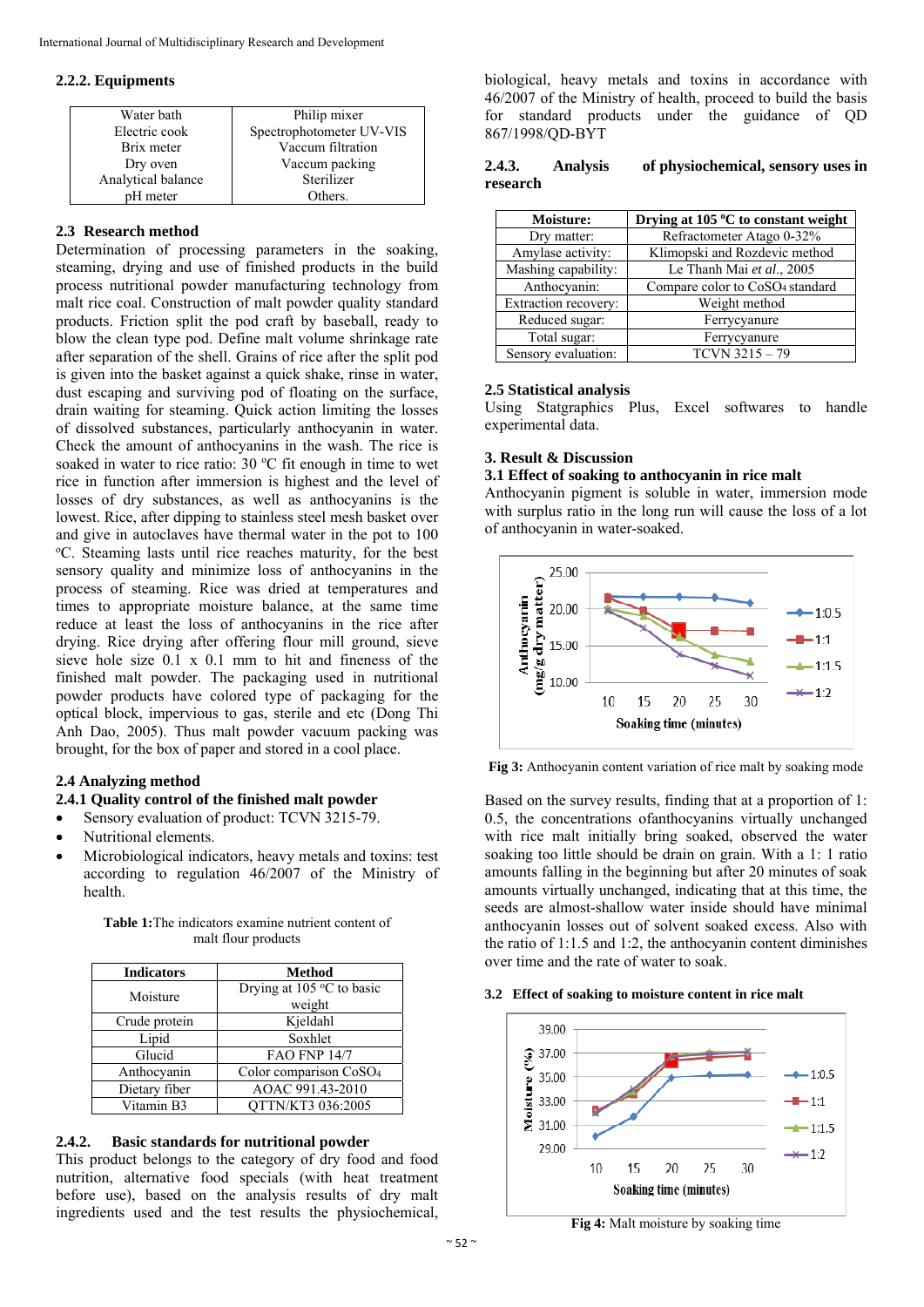#### 2.2.2. Equipments

| Water bath | Philip mixer |
|---|---|
| Electric cook | Spectrophotometer UV-VIS |
| Brix meter | Vaccum filtration |
| Dry oven | Vaccum packing |
| Analytical balance | Sterilizer |
| pH meter | Others. |

### 2.3 Research method

Determination of processing parameters in the soaking, steaming, drying and use of finished products in the build process nutritional powder manufacturing technology from malt rice coal. Construction of malt powder quality standard products. Friction split the pod craft by baseball, ready to blow the clean type pod. Define malt volume shrinkage rate after separation of the shell. Grains of rice after the split pod is given into the basket against a quick shake, rinse in water, dust escaping and surviving pod of floating on the surface, drain waiting for steaming. Quick action limiting the losses of dissolved substances, particularly anthocyanin in water. Check the amount of anthocyanins in the wash. The rice is soaked in water to rice ratio: 30 °C fit enough in time to wet rice in function after immersion is highest and the level of losses of dry substances, as well as anthocyanins is the lowest. Rice, after dipping to stainless steel mesh basket over and give in autoclaves have thermal water in the pot to 100 °C. Steaming lasts until rice reaches maturity, for the best sensory quality and minimize loss of anthocyanins in the process of steaming. Rice was dried at temperatures and times to appropriate moisture balance, at the same time reduce at least the loss of anthocyanins in the rice after drying. Rice drying after offering flour mill ground, sieve sieve hole size 0.1 x 0.1 mm to hit and fineness of the finished malt powder. The packaging used in nutritional powder products have colored type of packaging for the optical block, impervious to gas, sterile and etc (Dong Thi Anh Dao, 2005). Thus malt powder vacuum packing was brought, for the box of paper and stored in a cool place.

### 2.4 Analyzing method

#### 2.4.1 Quality control of the finished malt powder

- Sensory evaluation of product: TCVN 3215-79.
- Nutritional elements.
- Microbiological indicators, heavy metals and toxins: test according to regulation 46/2007 of the Ministry of health.

**Table 1:** The indicators examine nutrient content of malt flour products

| Indicators | Method |
|---|---|
| Moisture | Drying at 105 °C to basic weight |
| Crude protein | Kjeldahl |
| Lipid | Soxhlet |
| Glucid | FAO FNP 14/7 |
| Anthocyanin | Color comparison $CoSO_4$ |
| Dietary fiber | AOAC 991.43-2010 |
| Vitamin B3 | QTTN/KT3 036:2005 |

#### 2.4.2. Basic standards for nutritional powder

This product belongs to the category of dry food and food nutrition, alternative food specials (with heat treatment before use), based on the analysis results of dry malt ingredients used and the test results the physiochemical, biological, heavy metals and toxins in accordance with 46/2007 of the Ministry of health, proceed to build the basis for standard products under the guidance of QD 867/1998/QD-BYT

#### 2.4.3. Analysis of physiochemical, sensory uses in research

| Moisture: | Drying at 105 °C to constant weight |
|---|---|
| Dry matter: | Refractometer Atago 0-32% |
| Amylase activity: | Klimopski and Rozdevic method |
| Mashing capability: | Le Thanh Mai *et al*., 2005 |
| Anthocyanin: | Compare color to $CoSO_4$ standard |
| Extraction recovery: | Weight method |
| Reduced sugar: | Ferrycyanure |
| Total sugar: | Ferrycyanure |
| Sensory evaluation: | TCVN 3215 – 79 |

### 2.5 Statistical analysis

Using Statgraphics Plus, Excel softwares to handle experimental data.

## 3. Result & Discussion

### 3.1 Effect of soaking to anthocyanin in rice malt

Anthocyanin pigment is soluble in water, immersion mode with surplus ratio in the long run will cause the loss of a lot of anthocyanin in water-soaked.

**Fig 3:** Anthocyanin content variation of rice malt by soaking mode

Based on the survey results, finding that at a proportion of 1: 0.5, the concentrations ofanthocyanins virtually unchanged with rice malt initially bring soaked, observed the water soaking too little should be drain on grain. With a 1: 1 ratio amounts falling in the beginning but after 20 minutes of soak amounts virtually unchanged, indicating that at this time, the seeds are almost-shallow water inside should have minimal anthocyanin losses out of solvent soaked excess. Also with the ratio of 1:1.5 and 1:2, the anthocyanin content diminishes over time and the rate of water to soak.

### 3.2 Effect of soaking to moisture content in rice malt

**Fig 4:** Malt moisture by soaking time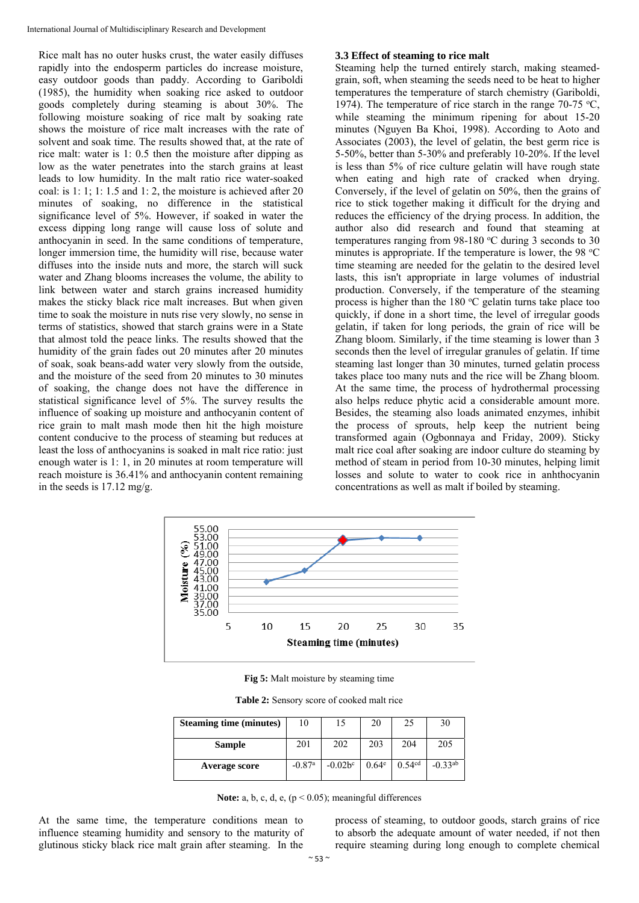Rice malt has no outer husks crust, the water easily diffuses rapidly into the endosperm particles do increase moisture, easy outdoor goods than paddy. According to Gariboldi (1985), the humidity when soaking rice asked to outdoor goods completely during steaming is about 30%. The following moisture soaking of rice malt by soaking rate shows the moisture of rice malt increases with the rate of solvent and soak time. The results showed that, at the rate of rice malt: water is 1: 0.5 then the moisture after dipping as low as the water penetrates into the starch grains at least leads to low humidity. In the malt ratio rice water-soaked coal: is 1: 1; 1: 1.5 and 1: 2, the moisture is achieved after 20 minutes of soaking, no difference in the statistical significance level of 5%. However, if soaked in water the excess dipping long range will cause loss of solute and anthocyanin in seed. In the same conditions of temperature, longer immersion time, the humidity will rise, because water diffuses into the inside nuts and more, the starch will suck water and Zhang blooms increases the volume, the ability to link between water and starch grains increased humidity makes the sticky black rice malt increases. But when given time to soak the moisture in nuts rise very slowly, no sense in terms of statistics, showed that starch grains were in a State that almost told the peace links. The results showed that the humidity of the grain fades out 20 minutes after 20 minutes of soak, soak beans-add water very slowly from the outside, and the moisture of the seed from 20 minutes to 30 minutes of soaking, the change does not have the difference in statistical significance level of 5%. The survey results the influence of soaking up moisture and anthocyanin content of rice grain to malt mash mode then hit the high moisture content conducive to the process of steaming but reduces at least the loss of anthocyanins is soaked in malt rice ratio: just enough water is 1: 1, in 20 minutes at room temperature will reach moisture is 36.41% and anthocyanin content remaining in the seeds is 17.12 mg/g.

### 3.3 Effect of steaming to rice malt

Steaming help the turned entirely starch, making steamed-grain, soft, when steaming the seeds need to be heat to higher temperatures the temperature of starch chemistry (Gariboldi, 1974). The temperature of rice starch in the range 70-75 °C, while steaming the minimum ripening for about 15-20 minutes (Nguyen Ba Khoi, 1998). According to Aoto and Associates (2003), the level of gelatin, the best germ rice is 5-50%, better than 5-30% and preferably 10-20%. If the level is less than 5% of rice culture gelatin will have rough state when eating and high rate of cracked when drying. Conversely, if the level of gelatin on 50%, then the grains of rice to stick together making it difficult for the drying and reduces the efficiency of the drying process. In addition, the author also did research and found that steaming at temperatures ranging from 98-180 °C during 3 seconds to 30 minutes is appropriate. If the temperature is lower, the 98 °C time steaming are needed for the gelatin to the desired level lasts, this isn't appropriate in large volumes of industrial production. Conversely, if the temperature of the steaming process is higher than the 180 °C gelatin turns take place too quickly, if done in a short time, the level of irregular goods gelatin, if taken for long periods, the grain of rice will be Zhang bloom. Similarly, if the time steaming is lower than 3 seconds then the level of irregular granules of gelatin. If time steaming last longer than 30 minutes, turned gelatin process takes place too many nuts and the rice will be Zhang bloom. At the same time, the process of hydrothermal processing also helps reduce phytic acid a considerable amount more. Besides, the steaming also loads animated enzymes, inhibit the process of sprouts, help keep the nutrient being transformed again (Ogbonnaya and Friday, 2009). Sticky malt rice coal after soaking are indoor culture do steaming by method of steam in period from 10-30 minutes, helping limit losses and solute to water to cook rice in anhthocyanin concentrations as well as malt if boiled by steaming.

**Fig 5:** Malt moisture by steaming time

**Table 2:** Sensory score of cooked malt rice

| Steaming time (minutes) | 10 | 15 | 20 | 25 | 30 |
|---|---|---|---|---|---|
| Sample | 201 | 202 | 203 | 204 | 205 |
| Average score | -0.87[a] | -0.02b[c] | 0.64[e] | 0.54[cd] | -0.33[ab] |

**Note:** a, b, c, d, e, ($p < 0.05$); meaningful differences

At the same time, the temperature conditions mean to influence steaming humidity and sensory to the maturity of glutinous sticky black rice malt grain after steaming. In the process of steaming, to outdoor goods, starch grains of rice to absorb the adequate amount of water needed, if not then require steaming during long enough to complete chemical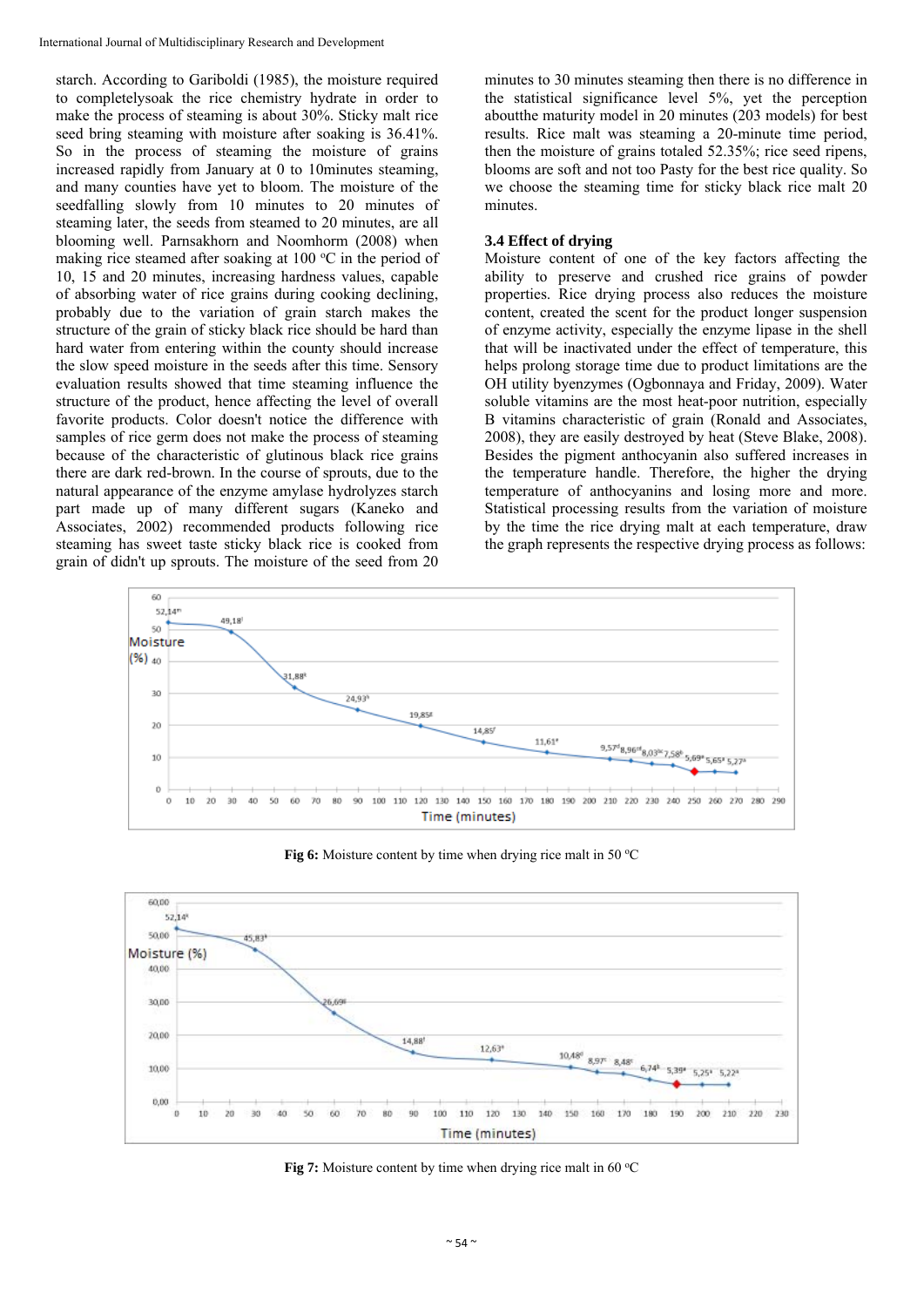starch. According to Gariboldi (1985), the moisture required to completelysoak the rice chemistry hydrate in order to make the process of steaming is about 30%. Sticky malt rice seed bring steaming with moisture after soaking is 36.41%. So in the process of steaming the moisture of grains increased rapidly from January at 0 to 10minutes steaming, and many counties have yet to bloom. The moisture of the seedfalling slowly from 10 minutes to 20 minutes of steaming later, the seeds from steamed to 20 minutes, are all blooming well. Parnsakhorn and Noomhorm (2008) when making rice steamed after soaking at 100 °C in the period of 10, 15 and 20 minutes, increasing hardness values, capable of absorbing water of rice grains during cooking declining, probably due to the variation of grain starch makes the structure of the grain of sticky black rice should be hard than hard water from entering within the county should increase the slow speed moisture in the seeds after this time. Sensory evaluation results showed that time steaming influence the structure of the product, hence affecting the level of overall favorite products. Color doesn't notice the difference with samples of rice germ does not make the process of steaming because of the characteristic of glutinous black rice grains there are dark red-brown. In the course of sprouts, due to the natural appearance of the enzyme amylase hydrolyzes starch part made up of many different sugars (Kaneko and Associates, 2002) recommended products following rice steaming has sweet taste sticky black rice is cooked from grain of didn't up sprouts. The moisture of the seed from 20 minutes to 30 minutes steaming then there is no difference in the statistical significance level 5%, yet the perception aboutthe maturity model in 20 minutes (203 models) for best results. Rice malt was steaming a 20-minute time period, then the moisture of grains totaled 52.35%; rice seed ripens, blooms are soft and not too Pasty for the best rice quality. So we choose the steaming time for sticky black rice malt 20 minutes.

### 3.4 Effect of drying

Moisture content of one of the key factors affecting the ability to preserve and crushed rice grains of powder properties. Rice drying process also reduces the moisture content, created the scent for the product longer suspension of enzyme activity, especially the enzyme lipase in the shell that will be inactivated under the effect of temperature, this helps prolong storage time due to product limitations are the OH utility byenzymes (Ogbonnaya and Friday, 2009). Water soluble vitamins are the most heat-poor nutrition, especially B vitamins characteristic of grain (Ronald and Associates, 2008), they are easily destroyed by heat (Steve Blake, 2008). Besides the pigment anthocyanin also suffered increases in the temperature handle. Therefore, the higher the drying temperature of anthocyanins and losing more and more. Statistical processing results from the variation of moisture by the time the rice drying malt at each temperature, draw the graph represents the respective drying process as follows:

**Fig 6:** Moisture content by time when drying rice malt in 50 °C

**Fig 7:** Moisture content by time when drying rice malt in 60 °C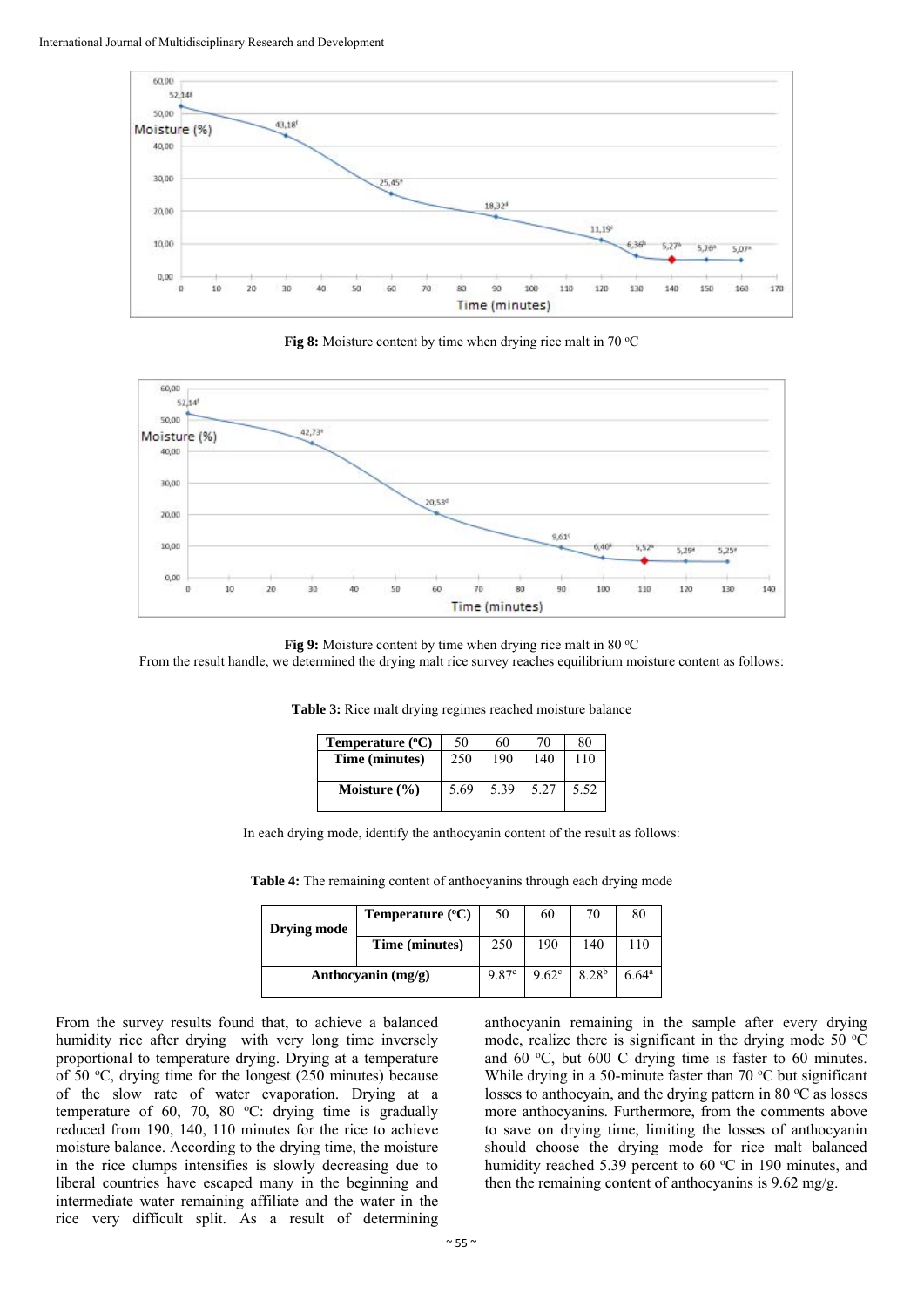Fig 8: Moisture content by time when drying rice malt in 70 °C

Fig 9: Moisture content by time when drying rice malt in 80 °C

From the result handle, we determined the drying malt rice survey reaches equilibrium moisture content as follows:

**Table 3:** Rice malt drying regimes reached moisture balance

| Temperature (°C) | 50 | 60 | 70 | 80 |
|---|---|---|---|---|
| Time (minutes) | 250 | 190 | 140 | 110 |
| Moisture (%) | 5.69 | 5.39 | 5.27 | 5.52 |

In each drying mode, identify the anthocyanin content of the result as follows:

**Table 4:** The remaining content of anthocyanins through each drying mode

| Drying mode | Temperature (°C) | 50 | 60 | 70 | 80 |
|---|---|---|---|---|---|
| | Time (minutes) | 250 | 190 | 140 | 110 |
| Anthocyanin (mg/g) | | 9.87$^{c}$ | 9.62$^{c}$ | 8.28$^{b}$ | 6.64$^{a}$ |

From the survey results found that, to achieve a balanced humidity rice after drying with very long time inversely proportional to temperature drying. Drying at a temperature of 50 °C, drying time for the longest (250 minutes) because of the slow rate of water evaporation. Drying at a temperature of 60, 70, 80 °C: drying time is gradually reduced from 190, 140, 110 minutes for the rice to achieve moisture balance. According to the drying time, the moisture in the rice clumps intensifies is slowly decreasing due to liberal countries have escaped many in the beginning and intermediate water remaining affiliate and the water in the rice very difficult split. As a result of determining anthocyanin remaining in the sample after every drying mode, realize there is significant in the drying mode 50 °C and 60 °C, but 600 C drying time is faster to 60 minutes. While drying in a 50-minute faster than 70 °C but significant losses to anthocyain, and the drying pattern in 80 °C as losses more anthocyanins. Furthermore, from the comments above to save on drying time, limiting the losses of anthocyanin should choose the drying mode for rice malt balanced humidity reached 5.39 percent to 60 °C in 190 minutes, and then the remaining content of anthocyanins is 9.62 mg/g.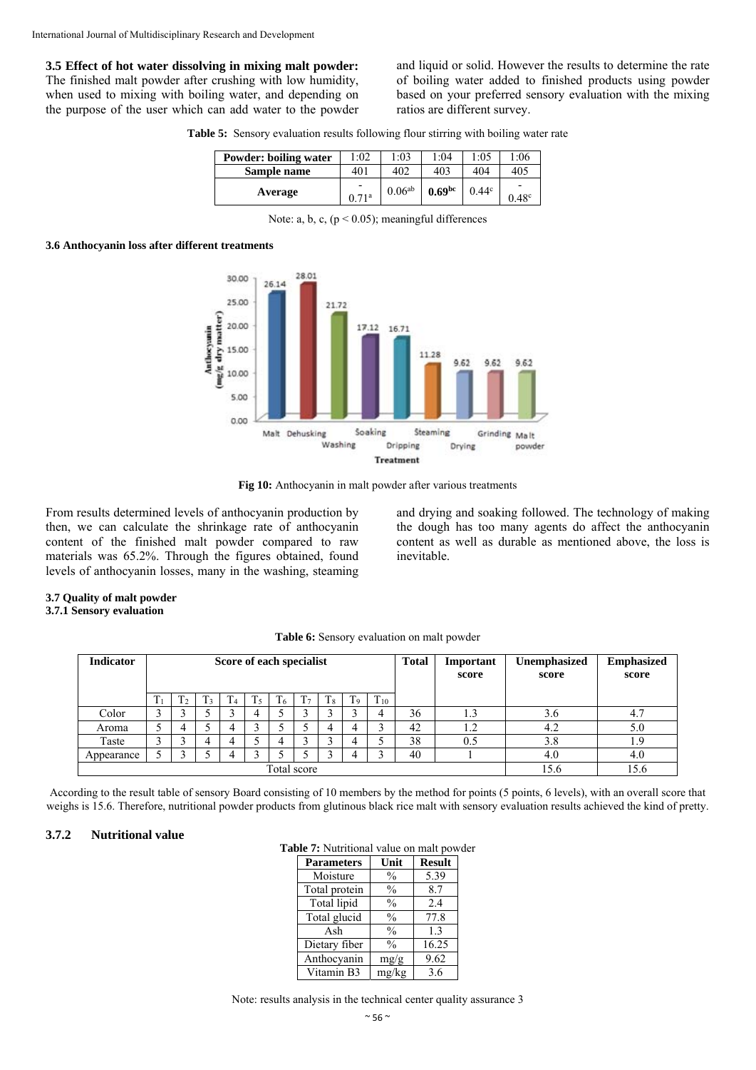**3.5 Effect of hot water dissolving in mixing malt powder:** The finished malt powder after crushing with low humidity, when used to mixing with boiling water, and depending on the purpose of the user which can add water to the powder and liquid or solid. However the results to determine the rate of boiling water added to finished products using powder based on your preferred sensory evaluation with the mixing ratios are different survey.

**Table 5:** Sensory evaluation results following flour stirring with boiling water rate

| Powder: boiling water | 1:02 | 1:03 | 1:04 | 1:05 | 1:06 |
|---|---|---|---|---|---|
| **Sample name** | 401 | 402 | 403 | 404 | 405 |
| **Average** | -0.71[a] | 0.06[ab] | **0.69[bc]** | 0.44[c] | -0.48[c] |

Note: a, b, c, ($p < 0.05$); meaningful differences

**3.6 Anthocyanin loss after different treatments**

**Fig 10:** Anthocyanin in malt powder after various treatments

From results determined levels of anthocyanin production by then, we can calculate the shrinkage rate of anthocyanin content of the finished malt powder compared to raw materials was 65.2%. Through the figures obtained, found levels of anthocyanin losses, many in the washing, steaming and drying and soaking followed. The technology of making the dough has too many agents do affect the anthocyanin content as well as durable as mentioned above, the loss is inevitable.

**3.7 Quality of malt powder**

**3.7.1 Sensory evaluation**

**Table 6:** Sensory evaluation on malt powder

| Indicator | Score of each specialist | | | | | | | | | | Total | Important score | Unemphasized score | Emphasized score |
|---|---|---|---|---|---|---|---|---|---|---|---|---|---|---|
| | $T_1$ | $T_2$ | $T_3$ | $T_4$ | $T_5$ | $T_6$ | $T_7$ | $T_8$ | $T_9$ | $T_{10}$ | | | | |
| Color | 3 | 3 | 5 | 3 | 4 | 5 | 3 | 3 | 3 | 4 | 36 | 1.3 | 3.6 | 4.7 |
| Aroma | 5 | 4 | 5 | 4 | 3 | 5 | 5 | 4 | 4 | 3 | 42 | 1.2 | 4.2 | 5.0 |
| Taste | 3 | 3 | 4 | 4 | 5 | 4 | 3 | 3 | 4 | 5 | 38 | 0.5 | 3.8 | 1.9 |
| Appearance | 5 | 3 | 5 | 4 | 3 | 5 | 5 | 3 | 4 | 3 | 40 | 1 | 4.0 | 4.0 |
| Total score | | | | | | | | | | | | | 15.6 | 15.6 |

According to the result table of sensory Board consisting of 10 members by the method for points (5 points, 6 levels), with an overall score that weighs is 15.6. Therefore, nutritional powder products from glutinous black rice malt with sensory evaluation results achieved the kind of pretty.

### 3.7.2 Nutritional value

**Table 7:** Nutritional value on malt powder

| Parameters | Unit | Result |
|---|---|---|
| Moisture | % | 5.39 |
| Total protein | % | 8.7 |
| Total lipid | % | 2.4 |
| Total glucid | % | 77.8 |
| Ash | % | 1.3 |
| Dietary fiber | % | 16.25 |
| Anthocyanin | mg/g | 9.62 |
| Vitamin B3 | mg/kg | 3.6 |

Note: results analysis in the technical center quality assurance 3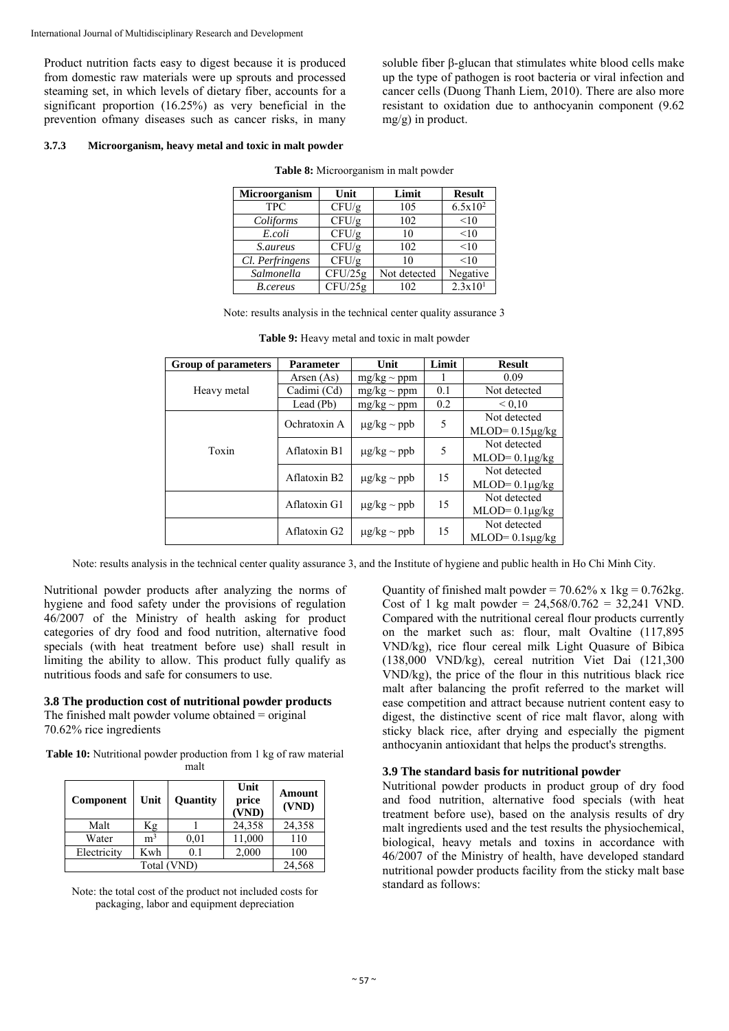Product nutrition facts easy to digest because it is produced from domestic raw materials were up sprouts and processed steaming set, in which levels of dietary fiber, accounts for a significant proportion (16.25%) as very beneficial in the prevention ofmany diseases such as cancer risks, in many soluble fiber β-glucan that stimulates white blood cells make up the type of pathogen is root bacteria or viral infection and cancer cells (Duong Thanh Liem, 2010). There are also more resistant to oxidation due to anthocyanin component (9.62 mg/g) in product.

### 3.7.3 Microorganism, heavy metal and toxic in malt powder

**Table 8:** Microorganism in malt powder

| Microorganism | Unit | Limit | Result |
|---|---|---|---|
| TPC | CFU/g | 105 | $6.5x10^2$ |
| *Coliforms* | CFU/g | 102 | <10 |
| *E.coli* | CFU/g | 10 | <10 |
| *S.aureus* | CFU/g | 102 | <10 |
| *Cl. Perfringens* | CFU/g | 10 | <10 |
| *Salmonella* | CFU/25g | Not detected | Negative |
| *B.cereus* | CFU/25g | 102 | $2.3x10^1$ |

Note: results analysis in the technical center quality assurance 3

**Table 9:** Heavy metal and toxic in malt powder

| Group of parameters | Parameter | Unit | Limit | Result |
|---|---|---|---|---|
| Heavy metal | Arsen (As) | mg/kg ~ ppm | 1 | 0.09 |
| | Cadimi (Cd) | mg/kg ~ ppm | 0.1 | Not detected |
| | Lead (Pb) | mg/kg ~ ppm | 0.2 | < 0,10 |
| Toxin | Ochratoxin A | μg/kg ~ ppb | 5 | Not detected MLOD= 0.15μg/kg |
| | Aflatoxin B1 | μg/kg ~ ppb | 5 | Not detected MLOD= 0.1μg/kg |
| | Aflatoxin B2 | μg/kg ~ ppb | 15 | Not detected MLOD= 0.1μg/kg |
| | Aflatoxin G1 | μg/kg ~ ppb | 15 | Not detected MLOD= 0.1μg/kg |
| | Aflatoxin G2 | μg/kg ~ ppb | 15 | Not detected MLOD= 0.1sμg/kg |

Note: results analysis in the technical center quality assurance 3, and the Institute of hygiene and public health in Ho Chi Minh City.

Nutritional powder products after analyzing the norms of hygiene and food safety under the provisions of regulation 46/2007 of the Ministry of health asking for product categories of dry food and food nutrition, alternative food specials (with heat treatment before use) shall result in limiting the ability to allow. This product fully qualify as nutritious foods and safe for consumers to use.

## 3.8 The production cost of nutritional powder products

The finished malt powder volume obtained = original 70.62% rice ingredients

**Table 10:** Nutritional powder production from 1 kg of raw material malt

| Component | Unit | Quantity | Unit price (VND) | Amount (VND) |
|---|---|---|---|---|
| Malt | Kg | 1 | 24,358 | 24,358 |
| Water | $m^3$ | 0,01 | 11,000 | 110 |
| Electricity | Kwh | 0.1 | 2,000 | 100 |
| Total (VND) | | | | 24,568 |

Note: the total cost of the product not included costs for packaging, labor and equipment depreciation

Quantity of finished malt powder = 70.62% x 1kg = 0.762kg.
Cost of 1 kg malt powder = 24,568/0.762 = 32,241 VND.
Compared with the nutritional cereal flour products currently on the market such as: flour, malt Ovaltine (117,895 VND/kg), rice flour cereal milk Light Quasure of Bibica (138,000 VND/kg), cereal nutrition Viet Dai (121,300 VND/kg), the price of the flour in this nutritious black rice malt after balancing the profit referred to the market will ease competition and attract because nutrient content easy to digest, the distinctive scent of rice malt flavor, along with sticky black rice, after drying and especially the pigment anthocyanin antioxidant that helps the product's strengths.

## 3.9 The standard basis for nutritional powder

Nutritional powder products in product group of dry food and food nutrition, alternative food specials (with heat treatment before use), based on the analysis results of dry malt ingredients used and the test results the physiochemical, biological, heavy metals and toxins in accordance with 46/2007 of the Ministry of health, have developed standard nutritional powder products facility from the sticky malt base standard as follows: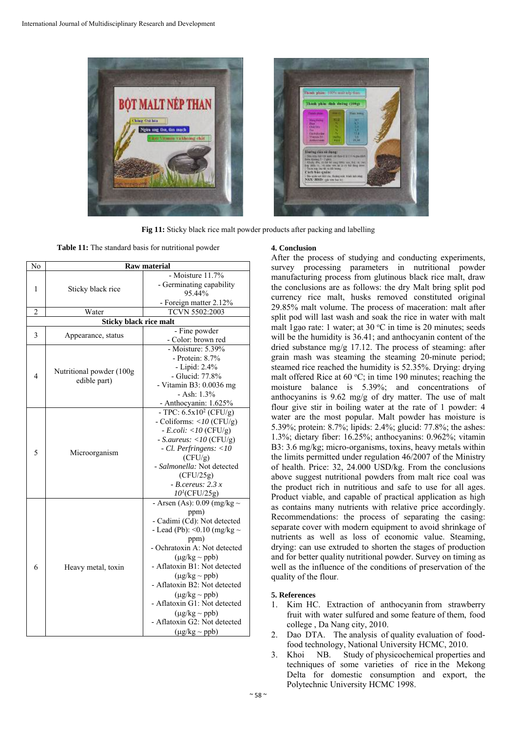**Fig 11:** Sticky black rice malt powder products after packing and labelling

**Table 11:** The standard basis for nutritional powder

| No | Raw material | |
|---|---|---|
| 1 | Sticky black rice | - Moisture 11.7%<br>- Germinating capability 95.44%<br>- Foreign matter 2.12% |
| 2 | Water | TCVN 5502:2003 |
| **Sticky black rice malt** | | |
| 3 | Appearance, status | - Fine powder<br>- Color: brown red |
| 4 | Nutritional powder (100g edible part) | - Moisture: 5.39%<br>- Protein: 8.7%<br>- Lipid: 2.4%<br>- Glucid: 77.8%<br>- Vitamin B3: 0.0036 mg<br>- Ash: 1.3%<br>- Anthocyanin: 1.625% |
| 5 | Microorganism | - TPC: $6.5x10^2$ (CFU/g)<br>- Coliforms: *<10* (CFU/g)<br>- *E.coli: <10* (CFU/g)<br>- *S.aureus: <10* (CFU/g)<br>- *Cl. Perfringens: <10* (CFU/g)<br>- *Salmonella:* Not detected (CFU/25g)<br>- *B.cereus: 2.3 x* $10^1$(CFU/25g) |
| 6 | Heavy metal, toxin | - Arsen (As): 0.09 (mg/kg ~ ppm)<br>- Cadimi (Cd): Not detected<br>- Lead (Pb): <0.10 (mg/kg ~ ppm)<br>- Ochratoxin A: Not detected (µg/kg ~ ppb)<br>- Aflatoxin B1: Not detected (µg/kg ~ ppb)<br>- Aflatoxin B2: Not detected (µg/kg ~ ppb)<br>- Aflatoxin G1: Not detected (µg/kg ~ ppb)<br>- Aflatoxin G2: Not detected (µg/kg ~ ppb) |

## 4. Conclusion

After the process of studying and conducting experiments, survey processing parameters in nutritional powder manufacturing process from glutinous black rice malt, draw the conclusions are as follows: the dry Malt bring split pod currency rice malt, husks removed constituted original 29.85% malt volume. The process of maceration: malt after split pod will last wash and soak the rice in water with malt malt 1gạo rate: 1 water; at 30 °C in time is 20 minutes; seeds will be the humidity is 36.41; and anthocyanin content of the dried substance mg/g 17.12. The process of steaming: after grain mash was steaming the steaming 20-minute period; steamed rice reached the humidity is 52.35%. Drying: drying malt offered Rice at 60 °C; in time 190 minutes; reaching the moisture balance is 5.39%; and concentrations of anthocyanins is 9.62 mg/g of dry matter. The use of malt flour give stir in boiling water at the rate of 1 powder: 4 water are the most popular. Malt powder has moisture is 5.39%; protein: 8.7%; lipids: 2.4%; glucid: 77.8%; the ashes: 1.3%; dietary fiber: 16.25%; anthocyanins: 0.962%; vitamin B3: 3.6 mg/kg; micro-organisms, toxins, heavy metals within the limits permitted under regulation 46/2007 of the Ministry of health. Price: 32, 24.000 USD/kg. From the conclusions above suggest nutritional powders from malt rice coal was the product rich in nutritious and safe to use for all ages. Product viable, and capable of practical application as high as contains many nutrients with relative price accordingly. Recommendations: the process of separating the casing: separate cover with modern equipment to avoid shrinkage of nutrients as well as loss of economic value. Steaming, drying: can use extruded to shorten the stages of production and for better quality nutritional powder. Survey on timing as well as the influence of the conditions of preservation of the quality of the flour.

## 5. References

1. Kim HC. Extraction of anthocyanin from strawberry fruit with water sulfured and some feature of them, food college , Da Nang city, 2010.
2. Dao DTA. The analysis of quality evaluation of food-food technology, National University HCMC, 2010.
3. Khoi NB. Study of physicochemical properties and techniques of some varieties of rice in the Mekong Delta for domestic consumption and export, the Polytechnic University HCMC 1998.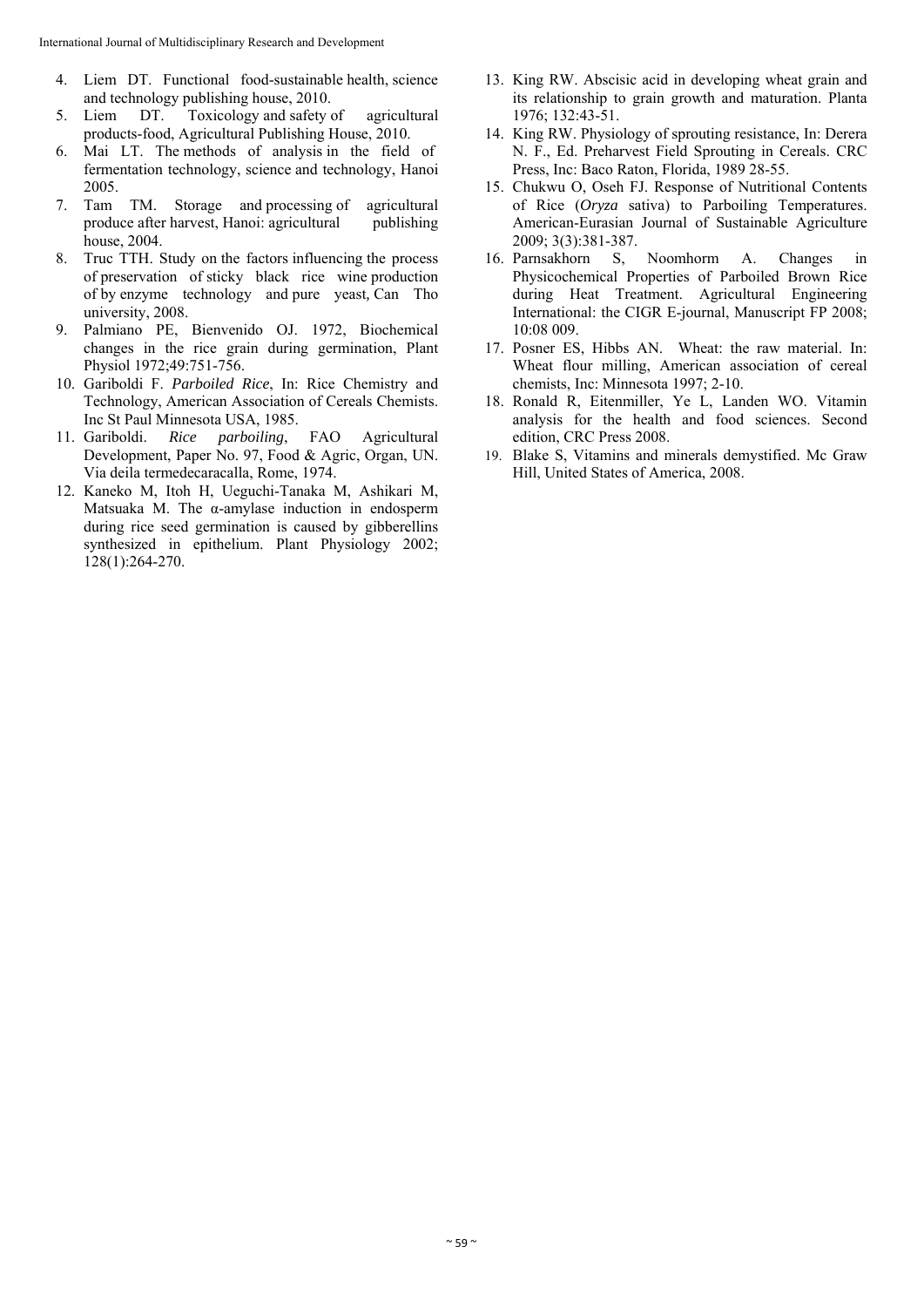4. Liem DT. Functional food-sustainable health, science and technology publishing house, 2010.
5. Liem DT. Toxicology and safety of agricultural products-food, Agricultural Publishing House, 2010.
6. Mai LT. The methods of analysis in the field of fermentation technology, science and technology, Hanoi 2005.
7. Tam TM. Storage and processing of agricultural produce after harvest, Hanoi: agricultural publishing house, 2004.
8. Truc TTH. Study on the factors influencing the process of preservation of sticky black rice wine production of by enzyme technology and pure yeast, Can Tho university, 2008.
9. Palmiano PE, Bienvenido OJ. 1972, Biochemical changes in the rice grain during germination, Plant Physiol 1972;49:751-756.
10. Gariboldi F. *Parboiled Rice*, In: Rice Chemistry and Technology, American Association of Cereals Chemists. Inc St Paul Minnesota USA, 1985.
11. Gariboldi. *Rice parboiling*, FAO Agricultural Development, Paper No. 97, Food & Agric, Organ, UN. Via deila termedecaracalla, Rome, 1974.
12. Kaneko M, Itoh H, Ueguchi-Tanaka M, Ashikari M, Matsuaka M. The α-amylase induction in endosperm during rice seed germination is caused by gibberellins synthesized in epithelium. Plant Physiology 2002; 128(1):264-270.
13. King RW. Abscisic acid in developing wheat grain and its relationship to grain growth and maturation. Planta 1976; 132:43-51.
14. King RW. Physiology of sprouting resistance, In: Derera N. F., Ed. Preharvest Field Sprouting in Cereals. CRC Press, Inc: Baco Raton, Florida, 1989 28-55.
15. Chukwu O, Oseh FJ. Response of Nutritional Contents of Rice (*Oryza* sativa) to Parboiling Temperatures. American-Eurasian Journal of Sustainable Agriculture 2009; 3(3):381-387.
16. Parnsakhorn S, Noomhorm A. Changes in Physicochemical Properties of Parboiled Brown Rice during Heat Treatment. Agricultural Engineering International: the CIGR E-journal, Manuscript FP 2008; 10:08 009.
17. Posner ES, Hibbs AN. Wheat: the raw material. In: Wheat flour milling, American association of cereal chemists, Inc: Minnesota 1997; 2-10.
18. Ronald R, Eitenmiller, Ye L, Landen WO. Vitamin analysis for the health and food sciences. Second edition, CRC Press 2008.
19. Blake S, Vitamins and minerals demystified. Mc Graw Hill, United States of America, 2008.